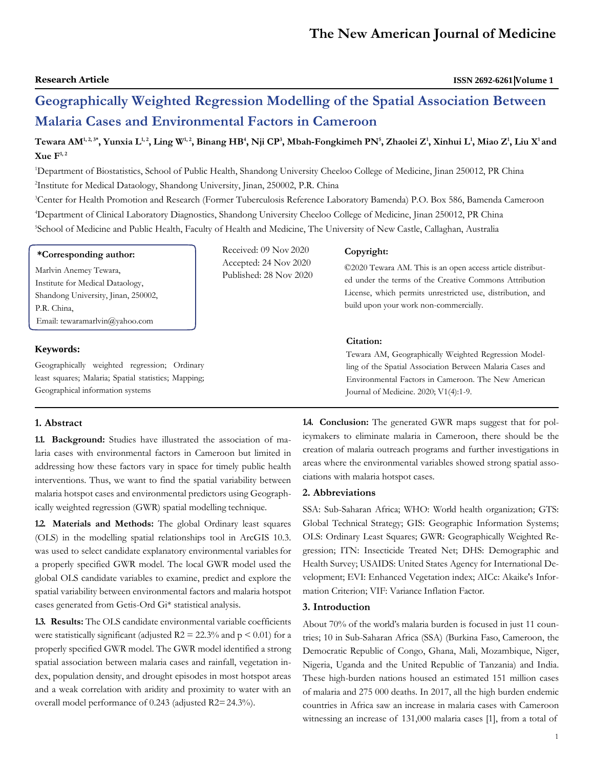**Research Article**

# Geographically Weighted Regression Modelling of the Spatial Association Between Malaria Cases and Environmental Factors in Cameroon

**Tewara AM[1,2,3*], Yunxia L[1,2], Ling W[1,2], Binang HB[4], Nji CP[3], Mbah-Fongkimeh PN[5], Zhaolei Z[1], Xinhui L[1], Miao Z[1], Liu X[1] and Xue F[1,2]**

[1]Department of Biostatistics, School of Public Health, Shandong University Cheeloo College of Medicine, Jinan 250012, PR China

[2]Institute for Medical Dataology, Shandong University, Jinan, 250002, P.R. China

[3]Center for Health Promotion and Research (Former Tuberculosis Reference Laboratory Bamenda) P.O. Box 586, Bamenda Cameroon

[4]Department of Clinical Laboratory Diagnostics, Shandong University Cheeloo College of Medicine, Jinan 250012, PR China

[5]School of Medicine and Public Health, Faculty of Health and Medicine, The University of New Castle, Callaghan, Australia

**\*Corresponding author:**
Marlvin Anemey Tewara,
Institute for Medical Dataology,
Shandong University, Jinan, 250002,
P.R. China,
Email: tewaramarlvin@yahoo.com

Received: 09 Nov 2020
Accepted: 24 Nov 2020
Published: 28 Nov 2020

**Copyright:**
©2020 Tewara AM. This is an open access article distributed under the terms of the Creative Commons Attribution License, which permits unrestricted use, distribution, and build upon your work non-commercially.

**Citation:**
Tewara AM, Geographically Weighted Regression Modelling of the Spatial Association Between Malaria Cases and Environmental Factors in Cameroon. The New American Journal of Medicine. 2020; V1(4):1-9.

**Keywords:**
Geographically weighted regression; Ordinary least squares; Malaria; Spatial statistics; Mapping; Geographical information systems

## 1. Abstract

**1.1. Background:** Studies have illustrated the association of malaria cases with environmental factors in Cameroon but limited in addressing how these factors vary in space for timely public health interventions. Thus, we want to find the spatial variability between malaria hotspot cases and environmental predictors using Geographically weighted regression (GWR) spatial modelling technique.

**1.2. Materials and Methods:** The global Ordinary least squares (OLS) in the modelling spatial relationships tool in ArcGIS 10.3. was used to select candidate explanatory environmental variables for a properly specified GWR model. The local GWR model used the global OLS candidate variables to examine, predict and explore the spatial variability between environmental factors and malaria hotspot cases generated from Getis-Ord Gi* statistical analysis.

**1.3. Results:** The OLS candidate environmental variable coefficients were statistically significant (adjusted $R2 = 22.3\%$ and $p < 0.01$) for a properly specified GWR model. The GWR model identified a strong spatial association between malaria cases and rainfall, vegetation index, population density, and drought episodes in most hotspot areas and a weak correlation with aridity and proximity to water with an overall model performance of 0.243 (adjusted $R2= 24.3\%$).

**1.4. Conclusion:** The generated GWR maps suggest that for policymakers to eliminate malaria in Cameroon, there should be the creation of malaria outreach programs and further investigations in areas where the environmental variables showed strong spatial associations with malaria hotspot cases.

## 2. Abbreviations

SSA: Sub-Saharan Africa; WHO: World health organization; GTS: Global Technical Strategy; GIS: Geographic Information Systems; OLS: Ordinary Least Squares; GWR: Geographically Weighted Regression; ITN: Insecticide Treated Net; DHS: Demographic and Health Survey; USAIDS: United States Agency for International Development; EVI: Enhanced Vegetation index; AICc: Akaike's Information Criterion; VIF: Variance Inflation Factor.

## 3. Introduction

About 70% of the world's malaria burden is focused in just 11 countries; 10 in Sub-Saharan Africa (SSA) (Burkina Faso, Cameroon, the Democratic Republic of Congo, Ghana, Mali, Mozambique, Niger, Nigeria, Uganda and the United Republic of Tanzania) and India. These high-burden nations housed an estimated 151 million cases of malaria and 275 000 deaths. In 2017, all the high burden endemic countries in Africa saw an increase in malaria cases with Cameroon witnessing an increase of 131,000 malaria cases [1], from a total of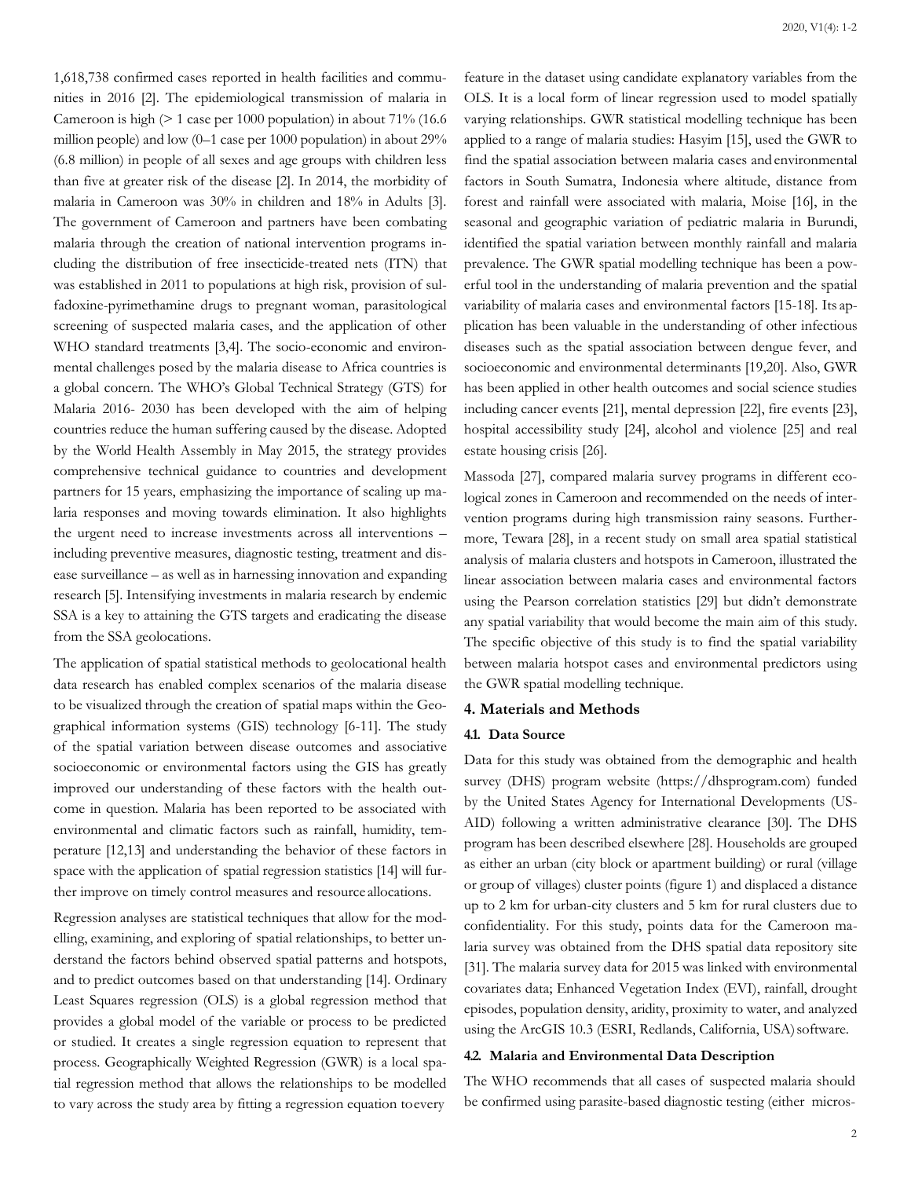1,618,738 confirmed cases reported in health facilities and communities in 2016 [2]. The epidemiological transmission of malaria in Cameroon is high (> 1 case per 1000 population) in about 71% (16.6 million people) and low (0–1 case per 1000 population) in about 29% (6.8 million) in people of all sexes and age groups with children less than five at greater risk of the disease [2]. In 2014, the morbidity of malaria in Cameroon was 30% in children and 18% in Adults [3]. The government of Cameroon and partners have been combating malaria through the creation of national intervention programs including the distribution of free insecticide-treated nets (ITN) that was established in 2011 to populations at high risk, provision of sulfadoxine-pyrimethamine drugs to pregnant woman, parasitological screening of suspected malaria cases, and the application of other WHO standard treatments [3,4]. The socio-economic and environmental challenges posed by the malaria disease to Africa countries is a global concern. The WHO's Global Technical Strategy (GTS) for Malaria 2016- 2030 has been developed with the aim of helping countries reduce the human suffering caused by the disease. Adopted by the World Health Assembly in May 2015, the strategy provides comprehensive technical guidance to countries and development partners for 15 years, emphasizing the importance of scaling up malaria responses and moving towards elimination. It also highlights the urgent need to increase investments across all interventions – including preventive measures, diagnostic testing, treatment and disease surveillance – as well as in harnessing innovation and expanding research [5]. Intensifying investments in malaria research by endemic SSA is a key to attaining the GTS targets and eradicating the disease from the SSA geolocations.

The application of spatial statistical methods to geolocational health data research has enabled complex scenarios of the malaria disease to be visualized through the creation of spatial maps within the Geographical information systems (GIS) technology [6-11]. The study of the spatial variation between disease outcomes and associative socioeconomic or environmental factors using the GIS has greatly improved our understanding of these factors with the health outcome in question. Malaria has been reported to be associated with environmental and climatic factors such as rainfall, humidity, temperature [12,13] and understanding the behavior of these factors in space with the application of spatial regression statistics [14] will further improve on timely control measures and resource allocations.

Regression analyses are statistical techniques that allow for the modelling, examining, and exploring of spatial relationships, to better understand the factors behind observed spatial patterns and hotspots, and to predict outcomes based on that understanding [14]. Ordinary Least Squares regression (OLS) is a global regression method that provides a global model of the variable or process to be predicted or studied. It creates a single regression equation to represent that process. Geographically Weighted Regression (GWR) is a local spatial regression method that allows the relationships to be modelled to vary across the study area by fitting a regression equation to every feature in the dataset using candidate explanatory variables from the OLS. It is a local form of linear regression used to model spatially varying relationships. GWR statistical modelling technique has been applied to a range of malaria studies: Hasyim [15], used the GWR to find the spatial association between malaria cases and environmental factors in South Sumatra, Indonesia where altitude, distance from forest and rainfall were associated with malaria, Moise [16], in the seasonal and geographic variation of pediatric malaria in Burundi, identified the spatial variation between monthly rainfall and malaria prevalence. The GWR spatial modelling technique has been a powerful tool in the understanding of malaria prevention and the spatial variability of malaria cases and environmental factors [15-18]. Its application has been valuable in the understanding of other infectious diseases such as the spatial association between dengue fever, and socioeconomic and environmental determinants [19,20]. Also, GWR has been applied in other health outcomes and social science studies including cancer events [21], mental depression [22], fire events [23], hospital accessibility study [24], alcohol and violence [25] and real estate housing crisis [26].

Massoda [27], compared malaria survey programs in different ecological zones in Cameroon and recommended on the needs of intervention programs during high transmission rainy seasons. Furthermore, Tewara [28], in a recent study on small area spatial statistical analysis of malaria clusters and hotspots in Cameroon, illustrated the linear association between malaria cases and environmental factors using the Pearson correlation statistics [29] but didn't demonstrate any spatial variability that would become the main aim of this study. The specific objective of this study is to find the spatial variability between malaria hotspot cases and environmental predictors using the GWR spatial modelling technique.

## 4. Materials and Methods

### 4.1. Data Source

Data for this study was obtained from the demographic and health survey (DHS) program website (https://dhsprogram.com) funded by the United States Agency for International Developments (USAID) following a written administrative clearance [30]. The DHS program has been described elsewhere [28]. Households are grouped as either an urban (city block or apartment building) or rural (village or group of villages) cluster points (figure 1) and displaced a distance up to 2 km for urban-city clusters and 5 km for rural clusters due to confidentiality. For this study, points data for the Cameroon malaria survey was obtained from the DHS spatial data repository site [31]. The malaria survey data for 2015 was linked with environmental covariates data; Enhanced Vegetation Index (EVI), rainfall, drought episodes, population density, aridity, proximity to water, and analyzed using the ArcGIS 10.3 (ESRI, Redlands, California, USA) software.

### 4.2. Malaria and Environmental Data Description

The WHO recommends that all cases of suspected malaria should be confirmed using parasite-based diagnostic testing (either micros-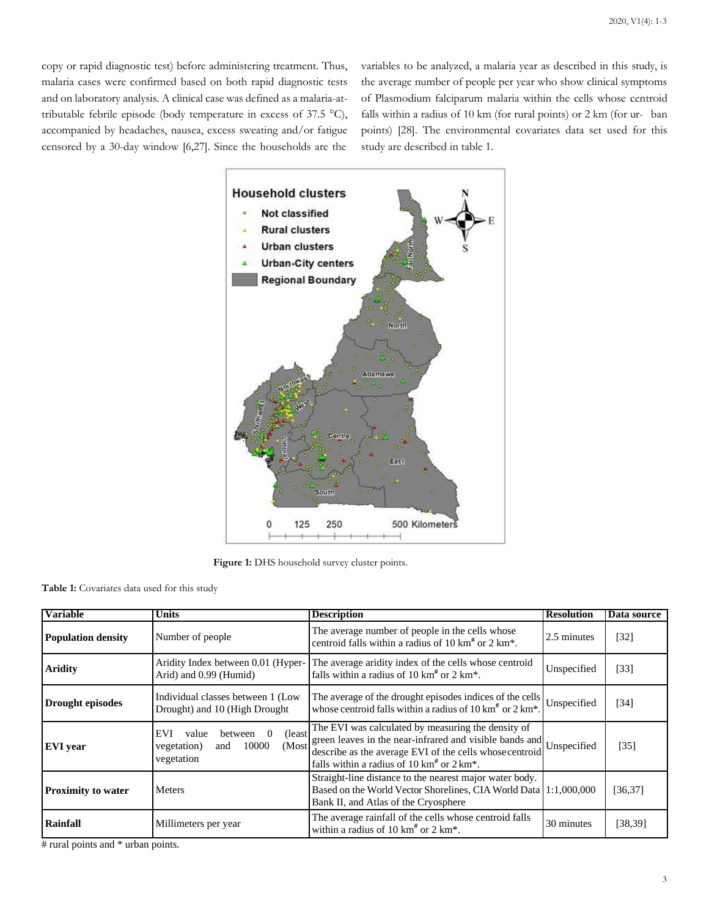copy or rapid diagnostic test) before administering treatment. Thus, malaria cases were confirmed based on both rapid diagnostic tests and on laboratory analysis. A clinical case was defined as a malaria-attributable febrile episode (body temperature in excess of 37.5 °C), accompanied by headaches, nausea, excess sweating and/or fatigue censored by a 30-day window [6,27]. Since the households are the variables to be analyzed, a malaria year as described in this study, is the average number of people per year who show clinical symptoms of Plasmodium falciparum malaria within the cells whose centroid falls within a radius of 10 km (for rural points) or 2 km (for urban points) [28]. The environmental covariates data set used for this study are described in table 1.

**Figure 1:** DHS household survey cluster points.

**Table 1:** Covariates data used for this study

| Variable | Units | Description | Resolution | Data source |
|---|---|---|---|---|
| **Population density** | Number of people | The average number of people in the cells whose centroid falls within a radius of 10 km# or 2 km*. | 2.5 minutes | [32] |
| **Aridity** | Aridity Index between 0.01 (Hyper-Arid) and 0.99 (Humid) | The average aridity index of the cells whose centroid falls within a radius of 10 km# or 2 km*. | Unspecified | [33] |
| **Drought episodes** | Individual classes between 1 (Low Drought) and 10 (High Drought | The average of the drought episodes indices of the cells whose centroid falls within a radius of 10 km# or 2 km*. | Unspecified | [34] |
| **EVI year** | EVI value between 0 (least vegetation) and 10000 (Most vegetation | The EVI was calculated by measuring the density of green leaves in the near-infrared and visible bands and describe as the average EVI of the cells whose centroid falls within a radius of 10 km# or 2 km*. | Unspecified | [35] |
| **Proximity to water** | Meters | Straight-line distance to the nearest major water body. Based on the World Vector Shorelines, CIA World Data Bank II, and Atlas of the Cryosphere | 1:1,000,000 | [36,37] |
| **Rainfall** | Millimeters per year | The average rainfall of the cells whose centroid falls within a radius of 10 km# or 2 km*. | 30 minutes | [38,39] |

# rural points and * urban points.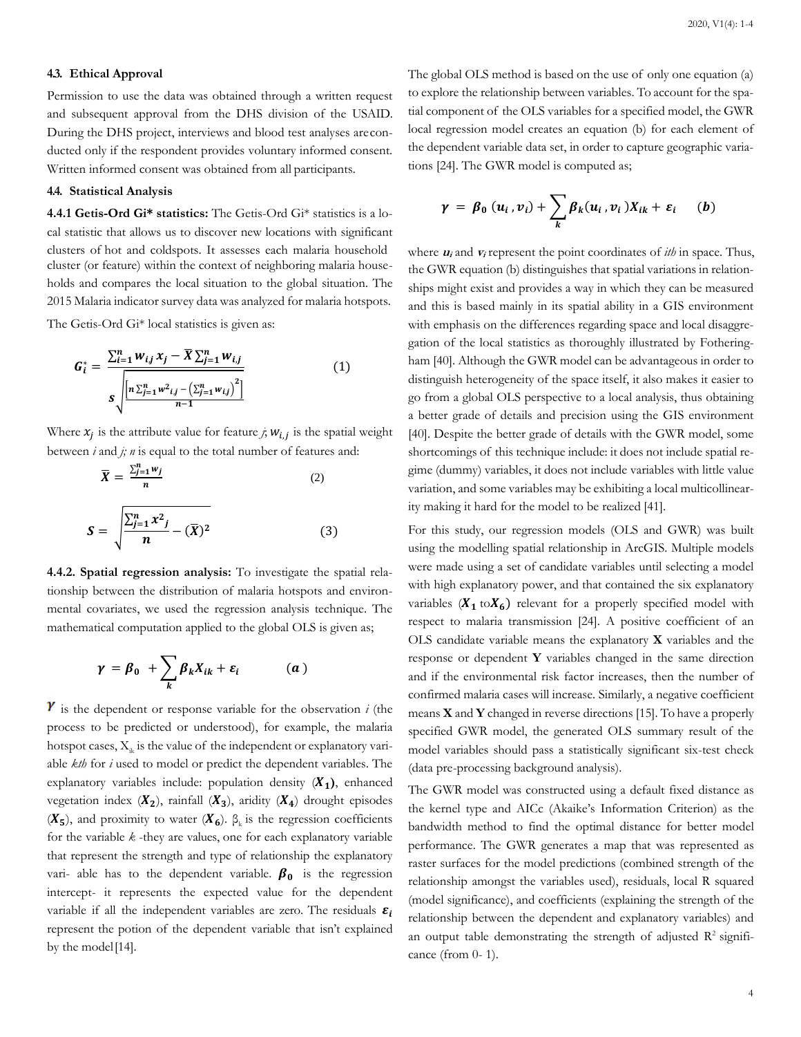### 4.3. Ethical Approval

Permission to use the data was obtained through a written request and subsequent approval from the DHS division of the USAID. During the DHS project, interviews and blood test analyses are conducted only if the respondent provides voluntary informed consent. Written informed consent was obtained from all participants.

### 4.4. Statistical Analysis

**4.4.1 Getis-Ord Gi\* statistics:** The Getis-Ord Gi* statistics is a local statistic that allows us to discover new locations with significant clusters of hot and coldspots. It assesses each malaria household cluster (or feature) within the context of neighboring malaria households and compares the local situation to the global situation. The 2015 Malaria indicator survey data was analyzed for malaria hotspots.

The Getis-Ord Gi* local statistics is given as:

$$G_i^* = \frac{\sum_{i=1}^{n} w_{i,j}\, x_j - \bar{X}\sum_{j=1}^{n} w_{i,j}}{s\sqrt{\frac{\left[n\sum_{j=1}^{n} w^2_{i,j} - \left(\sum_{j=1}^{n} w_{i,j}\right)^2\right]}{n-1}}} \qquad (1)$$

Where $x_j$ is the attribute value for feature *j*; $w_{i,j}$ is the spatial weight between *i* and *j; n* is equal to the total number of features and:

$$\bar{X} = \frac{\sum_{j=1}^{n} w_j}{n} \qquad (2)$$

$$S = \sqrt{\frac{\sum_{j=1}^{n} x^2{}_j}{n} - (\bar{X})^2} \qquad (3)$$

**4.4.2. Spatial regression analysis:** To investigate the spatial relationship between the distribution of malaria hotspots and environmental covariates, we used the regression analysis technique. The mathematical computation applied to the global OLS is given as;

$$\gamma = \beta_0 + \sum_k \beta_k X_{ik} + \varepsilon_i \qquad (a)$$

$\gamma$ is the dependent or response variable for the observation *i* (the process to be predicted or understood), for example, the malaria hotspot cases, $X_{ik}$ is the value of the independent or explanatory variable *kth* for *i* used to model or predict the dependent variables. The explanatory variables include: population density ($X_1$), enhanced vegetation index ($X_2$), rainfall ($X_3$), aridity ($X_4$) drought episodes ($X_5$), and proximity to water ($X_6$). $\beta_k$ is the regression coefficients for the variable *k* -they are values, one for each explanatory variable that represent the strength and type of relationship the explanatory vari- able has to the dependent variable. $\beta_0$ is the regression intercept- it represents the expected value for the dependent variable if all the independent variables are zero. The residuals $\varepsilon_i$ represent the potion of the dependent variable that isn't explained by the model [14].

The global OLS method is based on the use of only one equation (a) to explore the relationship between variables. To account for the spatial component of the OLS variables for a specified model, the GWR local regression model creates an equation (b) for each element of the dependent variable data set, in order to capture geographic variations [24]. The GWR model is computed as;

$$\gamma = \beta_0\,(u_i, v_i) + \sum_k \beta_k(u_i, v_i)X_{ik} + \varepsilon_i \qquad (b)$$

where $u_i$ and $v_i$ represent the point coordinates of *ith* in space. Thus, the GWR equation (b) distinguishes that spatial variations in relationships might exist and provides a way in which they can be measured and this is based mainly in its spatial ability in a GIS environment with emphasis on the differences regarding space and local disaggregation of the local statistics as thoroughly illustrated by Fotheringham [40]. Although the GWR model can be advantageous in order to distinguish heterogeneity of the space itself, it also makes it easier to go from a global OLS perspective to a local analysis, thus obtaining a better grade of details and precision using the GIS environment [40]. Despite the better grade of details with the GWR model, some shortcomings of this technique include: it does not include spatial regime (dummy) variables, it does not include variables with little value variation, and some variables may be exhibiting a local multicollinearity making it hard for the model to be realized [41].

For this study, our regression models (OLS and GWR) was built using the modelling spatial relationship in ArcGIS. Multiple models were made using a set of candidate variables until selecting a model with high explanatory power, and that contained the six explanatory variables ($X_1$ to $X_6$) relevant for a properly specified model with respect to malaria transmission [24]. A positive coefficient of an OLS candidate variable means the explanatory **X** variables and the response or dependent **Y** variables changed in the same direction and if the environmental risk factor increases, then the number of confirmed malaria cases will increase. Similarly, a negative coefficient means **X** and **Y** changed in reverse directions [15]. To have a properly specified GWR model, the generated OLS summary result of the model variables should pass a statistically significant six-test check (data pre-processing background analysis).

The GWR model was constructed using a default fixed distance as the kernel type and AICc (Akaike's Information Criterion) as the bandwidth method to find the optimal distance for better model performance. The GWR generates a map that was represented as raster surfaces for the model predictions (combined strength of the relationship amongst the variables used), residuals, local R squared (model significance), and coefficients (explaining the strength of the relationship between the dependent and explanatory variables) and an output table demonstrating the strength of adjusted $R^2$ significance (from 0- 1).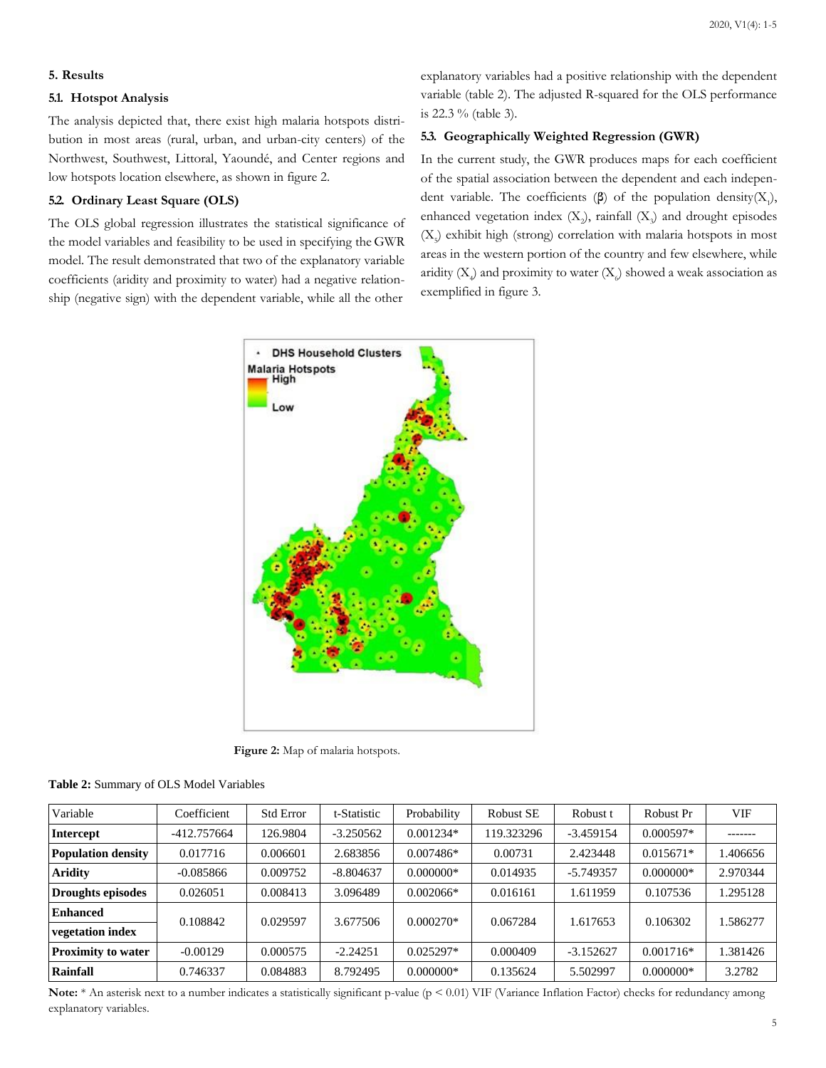## 5. Results

### 5.1. Hotspot Analysis

The analysis depicted that, there exist high malaria hotspots distribution in most areas (rural, urban, and urban-city centers) of the Northwest, Southwest, Littoral, Yaoundé, and Center regions and low hotspots location elsewhere, as shown in figure 2.

### 5.2. Ordinary Least Square (OLS)

The OLS global regression illustrates the statistical significance of the model variables and feasibility to be used in specifying the GWR model. The result demonstrated that two of the explanatory variable coefficients (aridity and proximity to water) had a negative relationship (negative sign) with the dependent variable, while all the other explanatory variables had a positive relationship with the dependent variable (table 2). The adjusted R-squared for the OLS performance is 22.3 % (table 3).

### 5.3. Geographically Weighted Regression (GWR)

In the current study, the GWR produces maps for each coefficient of the spatial association between the dependent and each independent variable. The coefficients (β) of the population density($X_1$), enhanced vegetation index ($X_2$), rainfall ($X_3$) and drought episodes ($X_5$) exhibit high (strong) correlation with malaria hotspots in most areas in the western portion of the country and few elsewhere, while aridity ($X_4$) and proximity to water ($X_6$) showed a weak association as exemplified in figure 3.

**Figure 2:** Map of malaria hotspots.

**Table 2:** Summary of OLS Model Variables

| Variable | Coefficient | Std Error | t-Statistic | Probability | Robust SE | Robust t | Robust Pr | VIF |
|---|---|---|---|---|---|---|---|---|
| **Intercept** | -412.757664 | 126.9804 | -3.250562 | 0.001234* | 119.323296 | -3.459154 | 0.000597* | ------- |
| **Population density** | 0.017716 | 0.006601 | 2.683856 | 0.007486* | 0.00731 | 2.423448 | 0.015671* | 1.406656 |
| **Aridity** | -0.085866 | 0.009752 | -8.804637 | 0.000000* | 0.014935 | -5.749357 | 0.000000* | 2.970344 |
| **Droughts episodes** | 0.026051 | 0.008413 | 3.096489 | 0.002066* | 0.016161 | 1.611959 | 0.107536 | 1.295128 |
| **Enhanced vegetation index** | 0.108842 | 0.029597 | 3.677506 | 0.000270* | 0.067284 | 1.617653 | 0.106302 | 1.586277 |
| **Proximity to water** | -0.00129 | 0.000575 | -2.24251 | 0.025297* | 0.000409 | -3.152627 | 0.001716* | 1.381426 |
| **Rainfall** | 0.746337 | 0.084883 | 8.792495 | 0.000000* | 0.135624 | 5.502997 | 0.000000* | 3.2782 |

**Note:** * An asterisk next to a number indicates a statistically significant p-value ($p < 0.01$) VIF (Variance Inflation Factor) checks for redundancy among explanatory variables.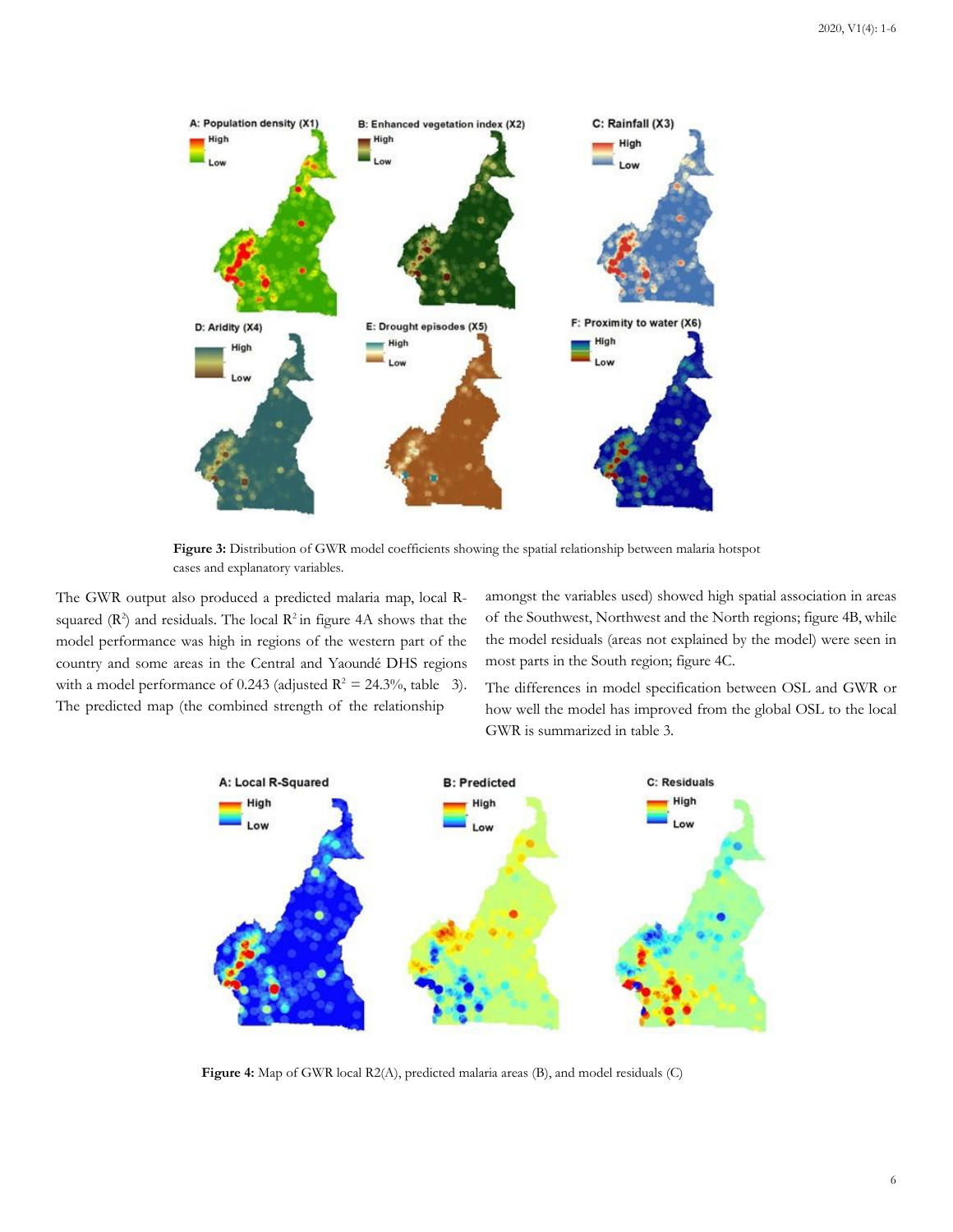Figure 3: Distribution of GWR model coefficients showing the spatial relationship between malaria hotspot cases and explanatory variables.

The GWR output also produced a predicted malaria map, local R-squared ($R^2$) and residuals. The local $R^2$ in figure 4A shows that the model performance was high in regions of the western part of the country and some areas in the Central and Yaoundé DHS regions with a model performance of 0.243 (adjusted $R^2$ = 24.3%, table 3). The predicted map (the combined strength of the relationship amongst the variables used) showed high spatial association in areas of the Southwest, Northwest and the North regions; figure 4B, while the model residuals (areas not explained by the model) were seen in most parts in the South region; figure 4C.

The differences in model specification between OSL and GWR or how well the model has improved from the global OSL to the local GWR is summarized in table 3.

**Figure 4:** Map of GWR local R2(A), predicted malaria areas (B), and model residuals (C)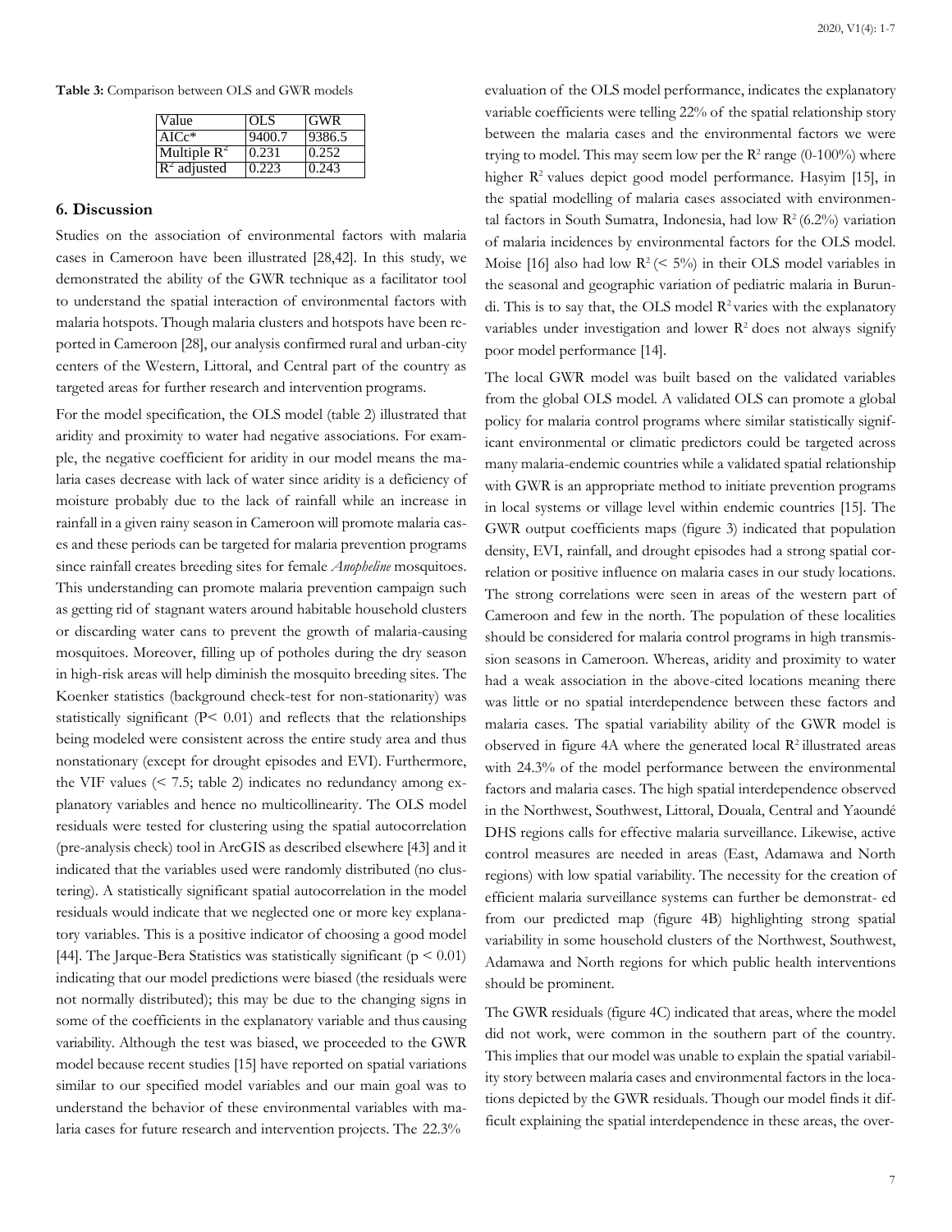**Table 3:** Comparison between OLS and GWR models

| Value | OLS | GWR |
| --- | --- | --- |
| AICc* | 9400.7 | 9386.5 |
| Multiple $R^2$ | 0.231 | 0.252 |
| $R^2$ adjusted | 0.223 | 0.243 |

## 6. Discussion

Studies on the association of environmental factors with malaria cases in Cameroon have been illustrated [28,42]. In this study, we demonstrated the ability of the GWR technique as a facilitator tool to understand the spatial interaction of environmental factors with malaria hotspots. Though malaria clusters and hotspots have been reported in Cameroon [28], our analysis confirmed rural and urban-city centers of the Western, Littoral, and Central part of the country as targeted areas for further research and intervention programs.

For the model specification, the OLS model (table 2) illustrated that aridity and proximity to water had negative associations. For example, the negative coefficient for aridity in our model means the malaria cases decrease with lack of water since aridity is a deficiency of moisture probably due to the lack of rainfall while an increase in rainfall in a given rainy season in Cameroon will promote malaria cases and these periods can be targeted for malaria prevention programs since rainfall creates breeding sites for female *Anopheline* mosquitoes. This understanding can promote malaria prevention campaign such as getting rid of stagnant waters around habitable household clusters or discarding water cans to prevent the growth of malaria-causing mosquitoes. Moreover, filling up of potholes during the dry season in high-risk areas will help diminish the mosquito breeding sites. The Koenker statistics (background check-test for non-stationarity) was statistically significant ($P < 0.01$) and reflects that the relationships being modeled were consistent across the entire study area and thus nonstationary (except for drought episodes and EVI). Furthermore, the VIF values (< 7.5; table 2) indicates no redundancy among explanatory variables and hence no multicollinearity. The OLS model residuals were tested for clustering using the spatial autocorrelation (pre-analysis check) tool in ArcGIS as described elsewhere [43] and it indicated that the variables used were randomly distributed (no clustering). A statistically significant spatial autocorrelation in the model residuals would indicate that we neglected one or more key explanatory variables. This is a positive indicator of choosing a good model [44]. The Jarque-Bera Statistics was statistically significant ($p < 0.01$) indicating that our model predictions were biased (the residuals were not normally distributed); this may be due to the changing signs in some of the coefficients in the explanatory variable and thus causing variability. Although the test was biased, we proceeded to the GWR model because recent studies [15] have reported on spatial variations similar to our specified model variables and our main goal was to understand the behavior of these environmental variables with malaria cases for future research and intervention projects. The 22.3% evaluation of the OLS model performance, indicates the explanatory variable coefficients were telling 22% of the spatial relationship story between the malaria cases and the environmental factors we were trying to model. This may seem low per the $R^2$ range (0-100%) where higher $R^2$ values depict good model performance. Hasyim [15], in the spatial modelling of malaria cases associated with environmental factors in South Sumatra, Indonesia, had low $R^2$ (6.2%) variation of malaria incidences by environmental factors for the OLS model. Moise [16] also had low $R^2$ (< 5%) in their OLS model variables in the seasonal and geographic variation of pediatric malaria in Burundi. This is to say that, the OLS model $R^2$ varies with the explanatory variables under investigation and lower $R^2$ does not always signify poor model performance [14].

The local GWR model was built based on the validated variables from the global OLS model. A validated OLS can promote a global policy for malaria control programs where similar statistically significant environmental or climatic predictors could be targeted across many malaria-endemic countries while a validated spatial relationship with GWR is an appropriate method to initiate prevention programs in local systems or village level within endemic countries [15]. The GWR output coefficients maps (figure 3) indicated that population density, EVI, rainfall, and drought episodes had a strong spatial correlation or positive influence on malaria cases in our study locations. The strong correlations were seen in areas of the western part of Cameroon and few in the north. The population of these localities should be considered for malaria control programs in high transmission seasons in Cameroon. Whereas, aridity and proximity to water had a weak association in the above-cited locations meaning there was little or no spatial interdependence between these factors and malaria cases. The spatial variability ability of the GWR model is observed in figure 4A where the generated local $R^2$ illustrated areas with 24.3% of the model performance between the environmental factors and malaria cases. The high spatial interdependence observed in the Northwest, Southwest, Littoral, Douala, Central and Yaoundé DHS regions calls for effective malaria surveillance. Likewise, active control measures are needed in areas (East, Adamawa and North regions) with low spatial variability. The necessity for the creation of efficient malaria surveillance systems can further be demonstrated from our predicted map (figure 4B) highlighting strong spatial variability in some household clusters of the Northwest, Southwest, Adamawa and North regions for which public health interventions should be prominent.

The GWR residuals (figure 4C) indicated that areas, where the model did not work, were common in the southern part of the country. This implies that our model was unable to explain the spatial variability story between malaria cases and environmental factors in the locations depicted by the GWR residuals. Though our model finds it difficult explaining the spatial interdependence in these areas, the over-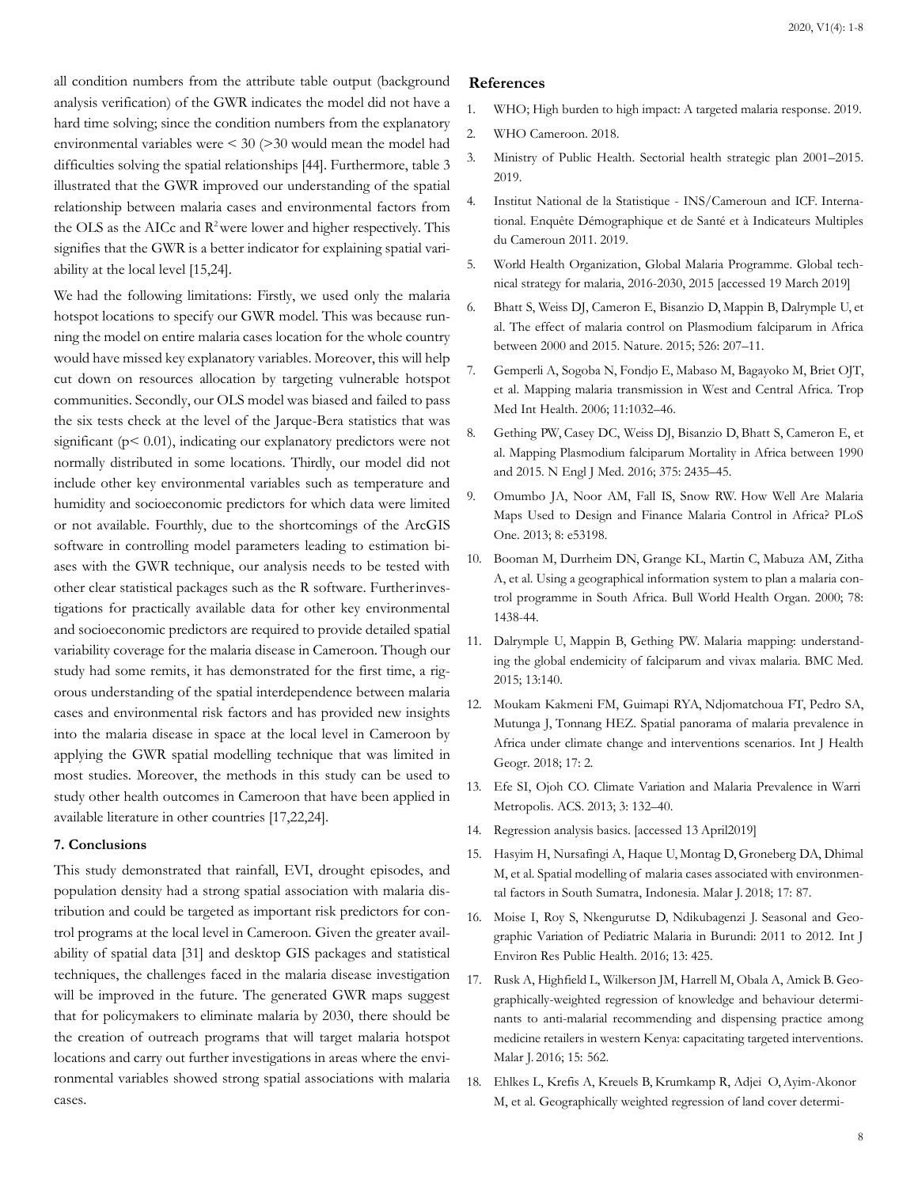all condition numbers from the attribute table output (background analysis verification) of the GWR indicates the model did not have a hard time solving; since the condition numbers from the explanatory environmental variables were < 30 (>30 would mean the model had difficulties solving the spatial relationships [44]. Furthermore, table 3 illustrated that the GWR improved our understanding of the spatial relationship between malaria cases and environmental factors from the OLS as the AICc and $R^2$ were lower and higher respectively. This signifies that the GWR is a better indicator for explaining spatial variability at the local level [15,24].

We had the following limitations: Firstly, we used only the malaria hotspot locations to specify our GWR model. This was because running the model on entire malaria cases location for the whole country would have missed key explanatory variables. Moreover, this will help cut down on resources allocation by targeting vulnerable hotspot communities. Secondly, our OLS model was biased and failed to pass the six tests check at the level of the Jarque-Bera statistics that was significant ($p < 0.01$), indicating our explanatory predictors were not normally distributed in some locations. Thirdly, our model did not include other key environmental variables such as temperature and humidity and socioeconomic predictors for which data were limited or not available. Fourthly, due to the shortcomings of the ArcGIS software in controlling model parameters leading to estimation biases with the GWR technique, our analysis needs to be tested with other clear statistical packages such as the R software. Further investigations for practically available data for other key environmental and socioeconomic predictors are required to provide detailed spatial variability coverage for the malaria disease in Cameroon. Though our study had some remits, it has demonstrated for the first time, a rigorous understanding of the spatial interdependence between malaria cases and environmental risk factors and has provided new insights into the malaria disease in space at the local level in Cameroon by applying the GWR spatial modelling technique that was limited in most studies. Moreover, the methods in this study can be used to study other health outcomes in Cameroon that have been applied in available literature in other countries [17,22,24].

## 7. Conclusions

This study demonstrated that rainfall, EVI, drought episodes, and population density had a strong spatial association with malaria distribution and could be targeted as important risk predictors for control programs at the local level in Cameroon. Given the greater availability of spatial data [31] and desktop GIS packages and statistical techniques, the challenges faced in the malaria disease investigation will be improved in the future. The generated GWR maps suggest that for policymakers to eliminate malaria by 2030, there should be the creation of outreach programs that will target malaria hotspot locations and carry out further investigations in areas where the environmental variables showed strong spatial associations with malaria cases.

## References

1. WHO; High burden to high impact: A targeted malaria response. 2019.
2. WHO Cameroon. 2018.
3. Ministry of Public Health. Sectorial health strategic plan 2001–2015. 2019.
4. Institut National de la Statistique - INS/Cameroun and ICF. International. Enquête Démographique et de Santé et à Indicateurs Multiples du Cameroun 2011. 2019.
5. World Health Organization, Global Malaria Programme. Global technical strategy for malaria, 2016-2030, 2015 [accessed 19 March 2019]
6. Bhatt S, Weiss DJ, Cameron E, Bisanzio D, Mappin B, Dalrymple U, et al. The effect of malaria control on Plasmodium falciparum in Africa between 2000 and 2015. Nature. 2015; 526: 207–11.
7. Gemperli A, Sogoba N, Fondjo E, Mabaso M, Bagayoko M, Briet OJT, et al. Mapping malaria transmission in West and Central Africa. Trop Med Int Health. 2006; 11:1032–46.
8. Gething PW, Casey DC, Weiss DJ, Bisanzio D, Bhatt S, Cameron E, et al. Mapping Plasmodium falciparum Mortality in Africa between 1990 and 2015. N Engl J Med. 2016; 375: 2435–45.
9. Omumbo JA, Noor AM, Fall IS, Snow RW. How Well Are Malaria Maps Used to Design and Finance Malaria Control in Africa? PLoS One. 2013; 8: e53198.
10. Booman M, Durrheim DN, Grange KL, Martin C, Mabuza AM, Zitha A, et al. Using a geographical information system to plan a malaria control programme in South Africa. Bull World Health Organ. 2000; 78: 1438-44.
11. Dalrymple U, Mappin B, Gething PW. Malaria mapping: understanding the global endemicity of falciparum and vivax malaria. BMC Med. 2015; 13:140.
12. Moukam Kakmeni FM, Guimapi RYA, Ndjomatchoua FT, Pedro SA, Mutunga J, Tonnang HEZ. Spatial panorama of malaria prevalence in Africa under climate change and interventions scenarios. Int J Health Geogr. 2018; 17: 2.
13. Efe SI, Ojoh CO. Climate Variation and Malaria Prevalence in Warri Metropolis. ACS. 2013; 3: 132–40.
14. Regression analysis basics. [accessed 13 April2019]
15. Hasyim H, Nursafingi A, Haque U, Montag D, Groneberg DA, Dhimal M, et al. Spatial modelling of malaria cases associated with environmental factors in South Sumatra, Indonesia. Malar J. 2018; 17: 87.
16. Moise I, Roy S, Nkengurutse D, Ndikubagenzi J. Seasonal and Geographic Variation of Pediatric Malaria in Burundi: 2011 to 2012. Int J Environ Res Public Health. 2016; 13: 425.
17. Rusk A, Highfield L, Wilkerson JM, Harrell M, Obala A, Amick B. Geographically-weighted regression of knowledge and behaviour determinants to anti-malarial recommending and dispensing practice among medicine retailers in western Kenya: capacitating targeted interventions. Malar J. 2016; 15: 562.
18. Ehlkes L, Krefis A, Kreuels B, Krumkamp R, Adjei O, Ayim-Akonor M, et al. Geographically weighted regression of land cover determi-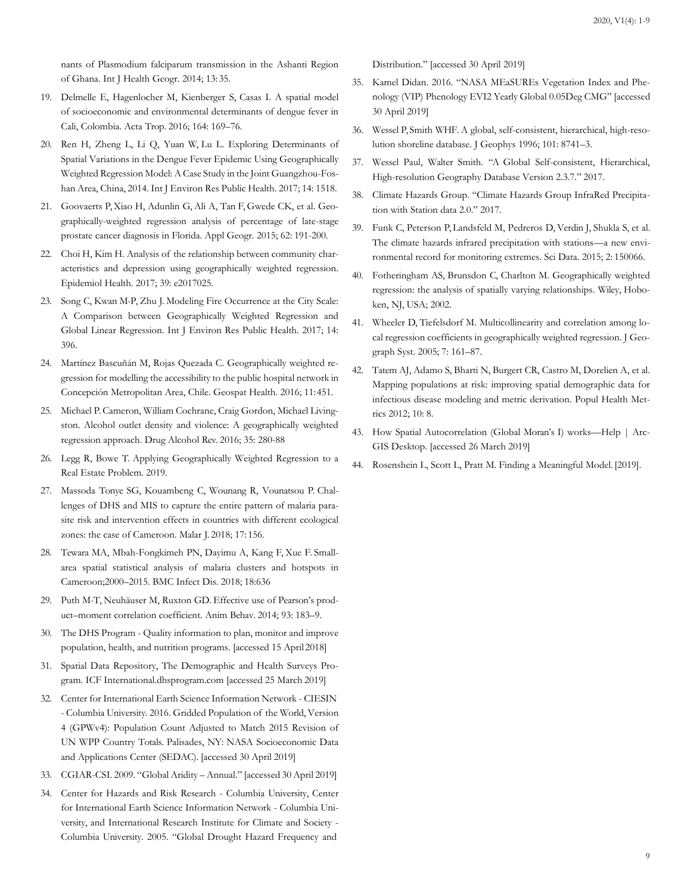nants of Plasmodium falciparum transmission in the Ashanti Region of Ghana. Int J Health Geogr. 2014; 13: 35.

19. Delmelle E, Hagenlocher M, Kienberger S, Casas I. A spatial model of socioeconomic and environmental determinants of dengue fever in Cali, Colombia. Acta Trop. 2016; 164: 169–76.
20. Ren H, Zheng L, Li Q, Yuan W, Lu L. Exploring Determinants of Spatial Variations in the Dengue Fever Epidemic Using Geographically Weighted Regression Model: A Case Study in the Joint Guangzhou-Foshan Area, China, 2014. Int J Environ Res Public Health. 2017; 14: 1518.
21. Goovaerts P, Xiao H, Adunlin G, Ali A, Tan F, Gwede CK, et al. Geographically-weighted regression analysis of percentage of late-stage prostate cancer diagnosis in Florida. Appl Geogr. 2015; 62: 191-200.
22. Choi H, Kim H. Analysis of the relationship between community characteristics and depression using geographically weighted regression. Epidemiol Health. 2017; 39: e2017025.
23. Song C, Kwan M-P, Zhu J. Modeling Fire Occurrence at the City Scale: A Comparison between Geographically Weighted Regression and Global Linear Regression. Int J Environ Res Public Health. 2017; 14: 396.
24. Martínez Bascuñán M, Rojas Quezada C. Geographically weighted regression for modelling the accessibility to the public hospital network in Concepción Metropolitan Area, Chile. Geospat Health. 2016; 11: 451.
25. Michael P. Cameron, William Cochrane, Craig Gordon, Michael Livingston. Alcohol outlet density and violence: A geographically weighted regression approach. Drug Alcohol Rev. 2016; 35: 280-88
26. Legg R, Bowe T. Applying Geographically Weighted Regression to a Real Estate Problem. 2019.
27. Massoda Tonye SG, Kouambeng C, Wounang R, Vounatsou P. Challenges of DHS and MIS to capture the entire pattern of malaria parasite risk and intervention effects in countries with different ecological zones: the case of Cameroon. Malar J. 2018; 17: 156.
28. Tewara MA, Mbah-Fongkimeh PN, Dayimu A, Kang F, Xue F. Small-area spatial statistical analysis of malaria clusters and hotspots in Cameroon;2000–2015. BMC Infect Dis. 2018; 18:636
29. Puth M-T, Neuhäuser M, Ruxton GD. Effective use of Pearson's product–moment correlation coefficient. Anim Behav. 2014; 93: 183–9.
30. The DHS Program - Quality information to plan, monitor and improve population, health, and nutrition programs. [accessed 15 April 2018]
31. Spatial Data Repository, The Demographic and Health Surveys Program. ICF International.dhsprogram.com [accessed 25 March 2019]
32. Center for International Earth Science Information Network - CIESIN - Columbia University. 2016. Gridded Population of the World, Version 4 (GPWv4): Population Count Adjusted to Match 2015 Revision of UN WPP Country Totals. Palisades, NY: NASA Socioeconomic Data and Applications Center (SEDAC). [accessed 30 April 2019]
33. CGIAR-CSI. 2009. "Global Aridity – Annual." [accessed 30 April 2019]
34. Center for Hazards and Risk Research - Columbia University, Center for International Earth Science Information Network - Columbia University, and International Research Institute for Climate and Society - Columbia University. 2005. "Global Drought Hazard Frequency and Distribution." [accessed 30 April 2019]
35. Kamel Didan. 2016. "NASA MEaSUREs Vegetation Index and Phenology (VIP) Phenology EVI2 Yearly Global 0.05Deg CMG" [accessed 30 April 2019]
36. Wessel P, Smith WHF. A global, self-consistent, hierarchical, high-resolution shoreline database. J Geophys 1996; 101: 8741–3.
37. Wessel Paul, Walter Smith. "A Global Self-consistent, Hierarchical, High-resolution Geography Database Version 2.3.7." 2017.
38. Climate Hazards Group. "Climate Hazards Group InfraRed Precipitation with Station data 2.0." 2017.
39. Funk C, Peterson P, Landsfeld M, Pedreros D, Verdin J, Shukla S, et al. The climate hazards infrared precipitation with stations—a new environmental record for monitoring extremes. Sci Data. 2015; 2: 150066.
40. Fotheringham AS, Brunsdon C, Charlton M. Geographically weighted regression: the analysis of spatially varying relationships. Wiley, Hoboken, NJ, USA; 2002.
41. Wheeler D, Tiefelsdorf M. Multicollinearity and correlation among local regression coefficients in geographically weighted regression. J Geograph Syst. 2005; 7: 161–87.
42. Tatem AJ, Adamo S, Bharti N, Burgert CR, Castro M, Dorelien A, et al. Mapping populations at risk: improving spatial demographic data for infectious disease modeling and metric derivation. Popul Health Metrics 2012; 10: 8.
43. How Spatial Autocorrelation (Global Moran's I) works—Help | ArcGIS Desktop. [accessed 26 March 2019]
44. Rosenshein L, Scott L, Pratt M. Finding a Meaningful Model. [2019].